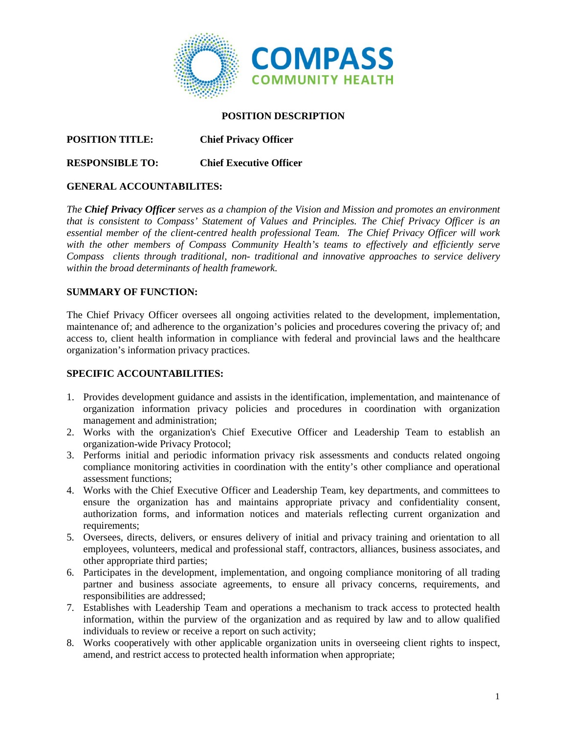COMPASS
COMMUNITY HEALTH

# POSITION DESCRIPTION

**POSITION TITLE:** **Chief Privacy Officer**

**RESPONSIBLE TO:** **Chief Executive Officer**

## GENERAL ACCOUNTABILITES:

*The **Chief Privacy Officer** serves as a champion of the Vision and Mission and promotes an environment that is consistent to Compass' Statement of Values and Principles. The Chief Privacy Officer is an essential member of the client-centred health professional Team. The Chief Privacy Officer will work with the other members of Compass Community Health's teams to effectively and efficiently serve Compass clients through traditional, non- traditional and innovative approaches to service delivery within the broad determinants of health framework.*

## SUMMARY OF FUNCTION:

The Chief Privacy Officer oversees all ongoing activities related to the development, implementation, maintenance of; and adherence to the organization's policies and procedures covering the privacy of; and access to, client health information in compliance with federal and provincial laws and the healthcare organization's information privacy practices.

## SPECIFIC ACCOUNTABILITIES:

1. Provides development guidance and assists in the identification, implementation, and maintenance of organization information privacy policies and procedures in coordination with organization management and administration;
2. Works with the organization's Chief Executive Officer and Leadership Team to establish an organization-wide Privacy Protocol;
3. Performs initial and periodic information privacy risk assessments and conducts related ongoing compliance monitoring activities in coordination with the entity's other compliance and operational assessment functions;
4. Works with the Chief Executive Officer and Leadership Team, key departments, and committees to ensure the organization has and maintains appropriate privacy and confidentiality consent, authorization forms, and information notices and materials reflecting current organization and requirements;
5. Oversees, directs, delivers, or ensures delivery of initial and privacy training and orientation to all employees, volunteers, medical and professional staff, contractors, alliances, business associates, and other appropriate third parties;
6. Participates in the development, implementation, and ongoing compliance monitoring of all trading partner and business associate agreements, to ensure all privacy concerns, requirements, and responsibilities are addressed;
7. Establishes with Leadership Team and operations a mechanism to track access to protected health information, within the purview of the organization and as required by law and to allow qualified individuals to review or receive a report on such activity;
8. Works cooperatively with other applicable organization units in overseeing client rights to inspect, amend, and restrict access to protected health information when appropriate;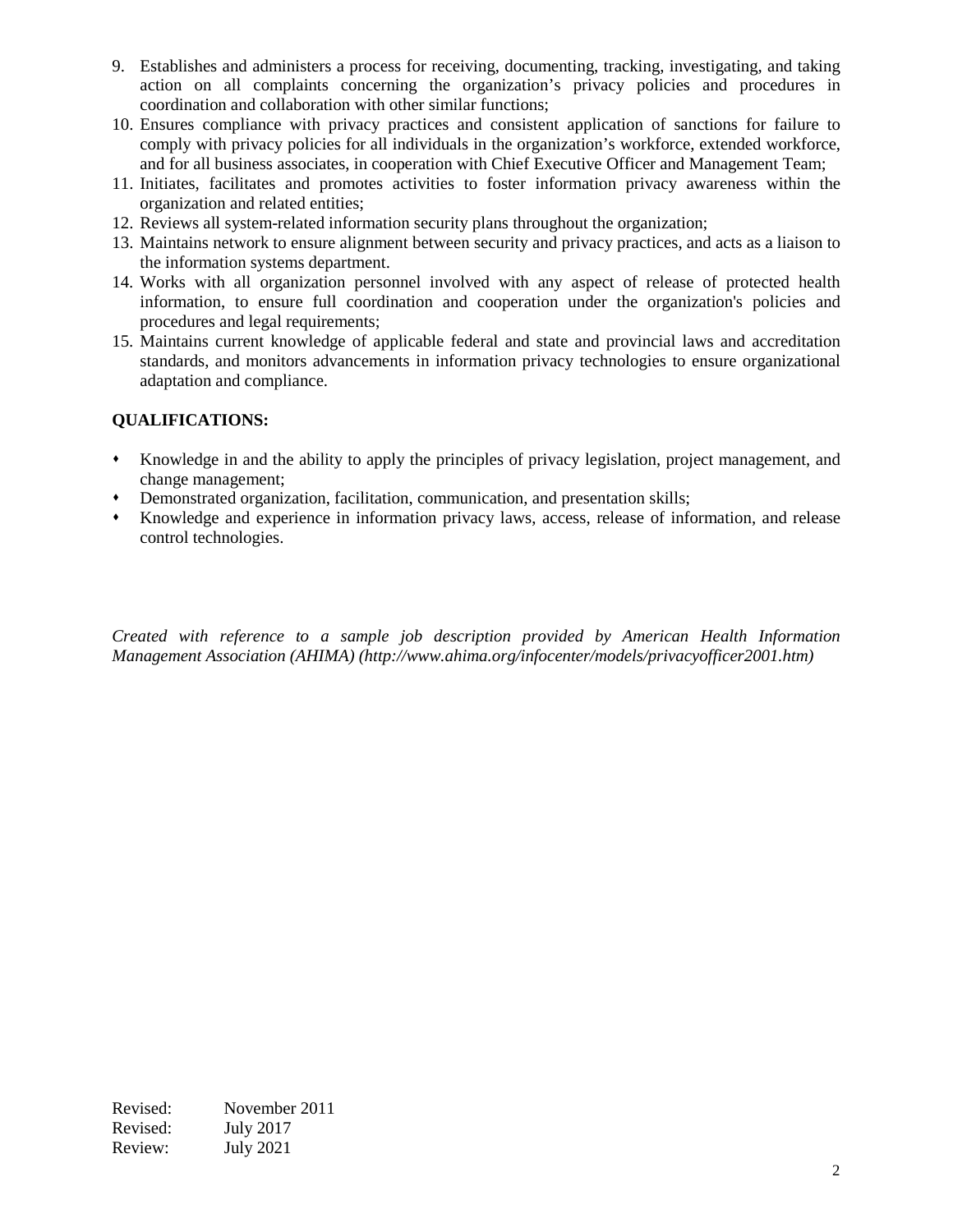9. Establishes and administers a process for receiving, documenting, tracking, investigating, and taking action on all complaints concerning the organization's privacy policies and procedures in coordination and collaboration with other similar functions;
10. Ensures compliance with privacy practices and consistent application of sanctions for failure to comply with privacy policies for all individuals in the organization's workforce, extended workforce, and for all business associates, in cooperation with Chief Executive Officer and Management Team;
11. Initiates, facilitates and promotes activities to foster information privacy awareness within the organization and related entities;
12. Reviews all system-related information security plans throughout the organization;
13. Maintains network to ensure alignment between security and privacy practices, and acts as a liaison to the information systems department.
14. Works with all organization personnel involved with any aspect of release of protected health information, to ensure full coordination and cooperation under the organization's policies and procedures and legal requirements;
15. Maintains current knowledge of applicable federal and state and provincial laws and accreditation standards, and monitors advancements in information privacy technologies to ensure organizational adaptation and compliance.

**QUALIFICATIONS:**

- Knowledge in and the ability to apply the principles of privacy legislation, project management, and change management;
- Demonstrated organization, facilitation, communication, and presentation skills;
- Knowledge and experience in information privacy laws, access, release of information, and release control technologies.

*Created with reference to a sample job description provided by American Health Information Management Association (AHIMA) (http://www.ahima.org/infocenter/models/privacyofficer2001.htm)*

| | |
|---|---|
| Revised: | November 2011 |
| Revised: | July 2017 |
| Review: | July 2021 |